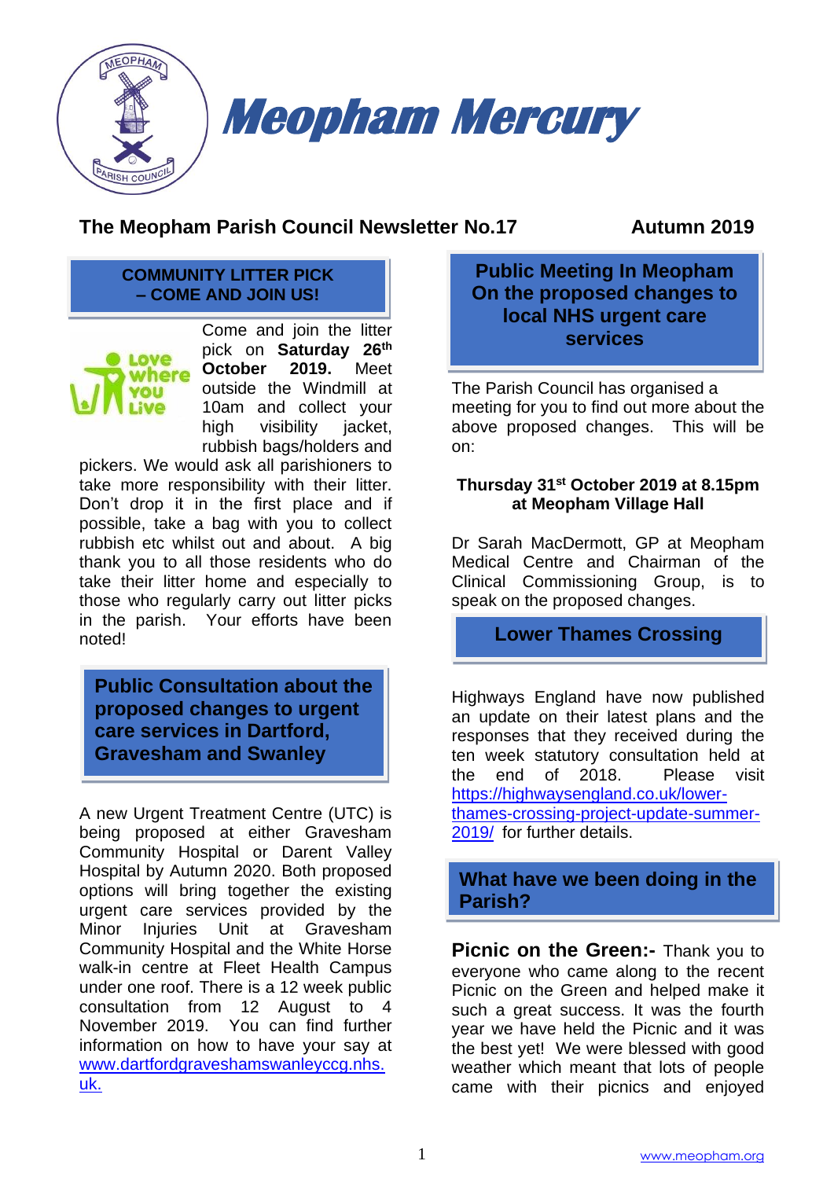# Meopham Mercury

## The Meopham Parish Council Newsletter No.17 — Autumn 2019

### COMMUNITY LITTER PICK – COME AND JOIN US!

Love where you Live

Come and join the litter pick on **Saturday 26th October 2019.** Meet outside the Windmill at 10am and collect your high visibility jacket, rubbish bags/holders and pickers. We would ask all parishioners to take more responsibility with their litter. Don't drop it in the first place and if possible, take a bag with you to collect rubbish etc whilst out and about. A big thank you to all those residents who do take their litter home and especially to those who regularly carry out litter picks in the parish. Your efforts have been noted!

### Public Consultation about the proposed changes to urgent care services in Dartford, Gravesham and Swanley

A new Urgent Treatment Centre (UTC) is being proposed at either Gravesham Community Hospital or Darent Valley Hospital by Autumn 2020. Both proposed options will bring together the existing urgent care services provided by the Minor Injuries Unit at Gravesham Community Hospital and the White Horse walk-in centre at Fleet Health Campus under one roof. There is a 12 week public consultation from 12 August to 4 November 2019. You can find further information on how to have your say at www.dartfordgraveshamswanleyccg.nhs.uk.

### Public Meeting In Meopham On the proposed changes to local NHS urgent care services

The Parish Council has organised a meeting for you to find out more about the above proposed changes. This will be on:

**Thursday 31st October 2019 at 8.15pm at Meopham Village Hall**

Dr Sarah MacDermott, GP at Meopham Medical Centre and Chairman of the Clinical Commissioning Group, is to speak on the proposed changes.

### Lower Thames Crossing

Highways England have now published an update on their latest plans and the responses that they received during the ten week statutory consultation held at the end of 2018. Please visit https://highwaysengland.co.uk/lower-thames-crossing-project-update-summer-2019/ for further details.

### What have we been doing in the Parish?

**Picnic on the Green:-** Thank you to everyone who came along to the recent Picnic on the Green and helped make it such a great success. It was the fourth year we have held the Picnic and it was the best yet! We were blessed with good weather which meant that lots of people came with their picnics and enjoyed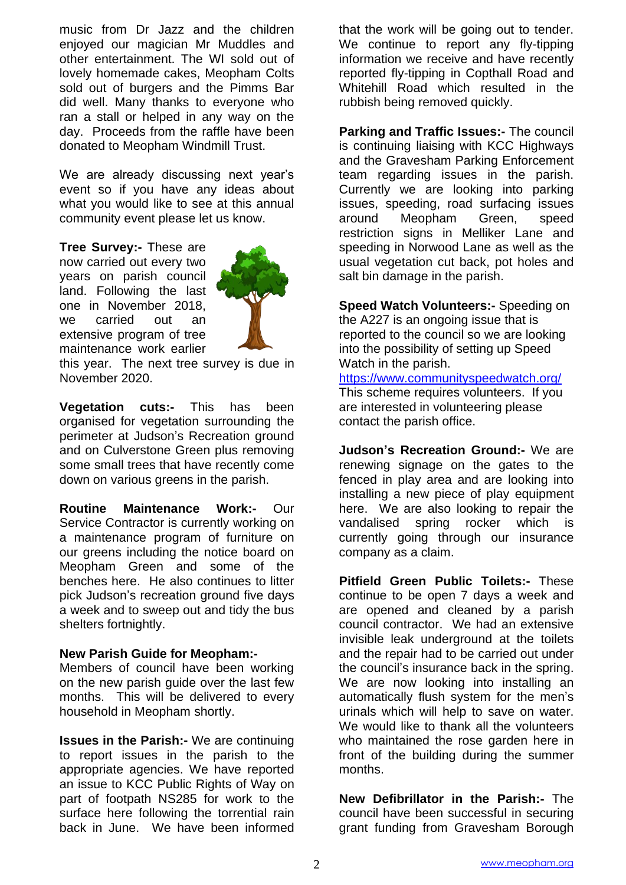music from Dr Jazz and the children enjoyed our magician Mr Muddles and other entertainment. The WI sold out of lovely homemade cakes, Meopham Colts sold out of burgers and the Pimms Bar did well. Many thanks to everyone who ran a stall or helped in any way on the day. Proceeds from the raffle have been donated to Meopham Windmill Trust.

We are already discussing next year's event so if you have any ideas about what you would like to see at this annual community event please let us know.

**Tree Survey:-** These are now carried out every two years on parish council land. Following the last one in November 2018, we carried out an extensive program of tree maintenance work earlier this year. The next tree survey is due in November 2020.

**Vegetation cuts:-** This has been organised for vegetation surrounding the perimeter at Judson's Recreation ground and on Culverstone Green plus removing some small trees that have recently come down on various greens in the parish.

**Routine Maintenance Work:-** Our Service Contractor is currently working on a maintenance program of furniture on our greens including the notice board on Meopham Green and some of the benches here. He also continues to litter pick Judson's recreation ground five days a week and to sweep out and tidy the bus shelters fortnightly.

**New Parish Guide for Meopham:-**
Members of council have been working on the new parish guide over the last few months. This will be delivered to every household in Meopham shortly.

**Issues in the Parish:-** We are continuing to report issues in the parish to the appropriate agencies. We have reported an issue to KCC Public Rights of Way on part of footpath NS285 for work to the surface here following the torrential rain back in June. We have been informed that the work will be going out to tender. We continue to report any fly-tipping information we receive and have recently reported fly-tipping in Copthall Road and Whitehill Road which resulted in the rubbish being removed quickly.

**Parking and Traffic Issues:-** The council is continuing liaising with KCC Highways and the Gravesham Parking Enforcement team regarding issues in the parish. Currently we are looking into parking issues, speeding, road surfacing issues around Meopham Green, speed restriction signs in Melliker Lane and speeding in Norwood Lane as well as the usual vegetation cut back, pot holes and salt bin damage in the parish.

**Speed Watch Volunteers:-** Speeding on the A227 is an ongoing issue that is reported to the council so we are looking into the possibility of setting up Speed Watch in the parish.
https://www.communityspeedwatch.org/
This scheme requires volunteers. If you are interested in volunteering please contact the parish office.

**Judson's Recreation Ground:-** We are renewing signage on the gates to the fenced in play area and are looking into installing a new piece of play equipment here. We are also looking to repair the vandalised spring rocker which is currently going through our insurance company as a claim.

**Pitfield Green Public Toilets:-** These continue to be open 7 days a week and are opened and cleaned by a parish council contractor. We had an extensive invisible leak underground at the toilets and the repair had to be carried out under the council's insurance back in the spring. We are now looking into installing an automatically flush system for the men's urinals which will help to save on water. We would like to thank all the volunteers who maintained the rose garden here in front of the building during the summer months.

**New Defibrillator in the Parish:-** The council have been successful in securing grant funding from Gravesham Borough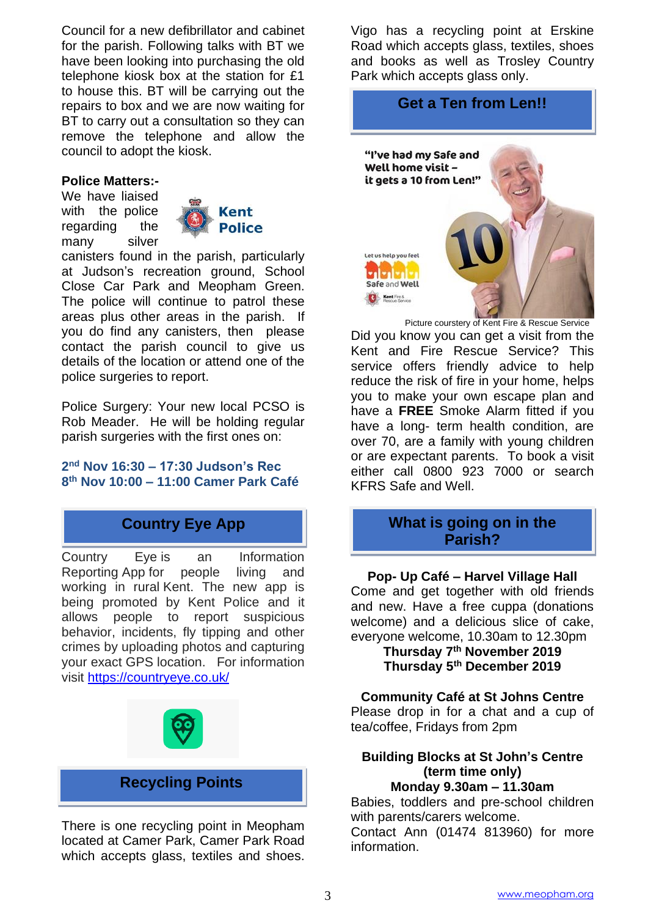Council for a new defibrillator and cabinet for the parish. Following talks with BT we have been looking into purchasing the old telephone kiosk box at the station for £1 to house this. BT will be carrying out the repairs to box and we are now waiting for BT to carry out a consultation so they can remove the telephone and allow the council to adopt the kiosk.

**Police Matters:-**

We have liaised with the police regarding the many silver canisters found in the parish, particularly at Judson's recreation ground, School Close Car Park and Meopham Green. The police will continue to patrol these areas plus other areas in the parish. If you do find any canisters, then please contact the parish council to give us details of the location or attend one of the police surgeries to report.

Police Surgery: Your new local PCSO is Rob Meader. He will be holding regular parish surgeries with the first ones on:

**2nd Nov 16:30 – 17:30 Judson's Rec**
**8th Nov 10:00 – 11:00 Camer Park Café**

## Country Eye App

Country Eye is an Information Reporting App for people living and working in rural Kent. The new app is being promoted by Kent Police and it allows people to report suspicious behavior, incidents, fly tipping and other crimes by uploading photos and capturing your exact GPS location. For information visit https://countryeye.co.uk/

## Recycling Points

There is one recycling point in Meopham located at Camer Park, Camer Park Road which accepts glass, textiles and shoes. Vigo has a recycling point at Erskine Road which accepts glass, textiles, shoes and books as well as Trosley Country Park which accepts glass only.

## Get a Ten from Len!!

"I've had my Safe and Well home visit – it gets a 10 from Len!"

Picture courstery of Kent Fire & Rescue Service

Did you know you can get a visit from the Kent and Fire Rescue Service? This service offers friendly advice to help reduce the risk of fire in your home, helps you to make your own escape plan and have a **FREE** Smoke Alarm fitted if you have a long- term health condition, are over 70, are a family with young children or are expectant parents. To book a visit either call 0800 923 7000 or search KFRS Safe and Well.

## What is going on in the Parish?

**Pop- Up Café – Harvel Village Hall**

Come and get together with old friends and new. Have a free cuppa (donations welcome) and a delicious slice of cake, everyone welcome, 10.30am to 12.30pm

**Thursday 7th November 2019**
**Thursday 5th December 2019**

**Community Café at St Johns Centre**

Please drop in for a chat and a cup of tea/coffee, Fridays from 2pm

**Building Blocks at St John's Centre (term time only)**
**Monday 9.30am – 11.30am**

Babies, toddlers and pre-school children with parents/carers welcome.
Contact Ann (01474 813960) for more information.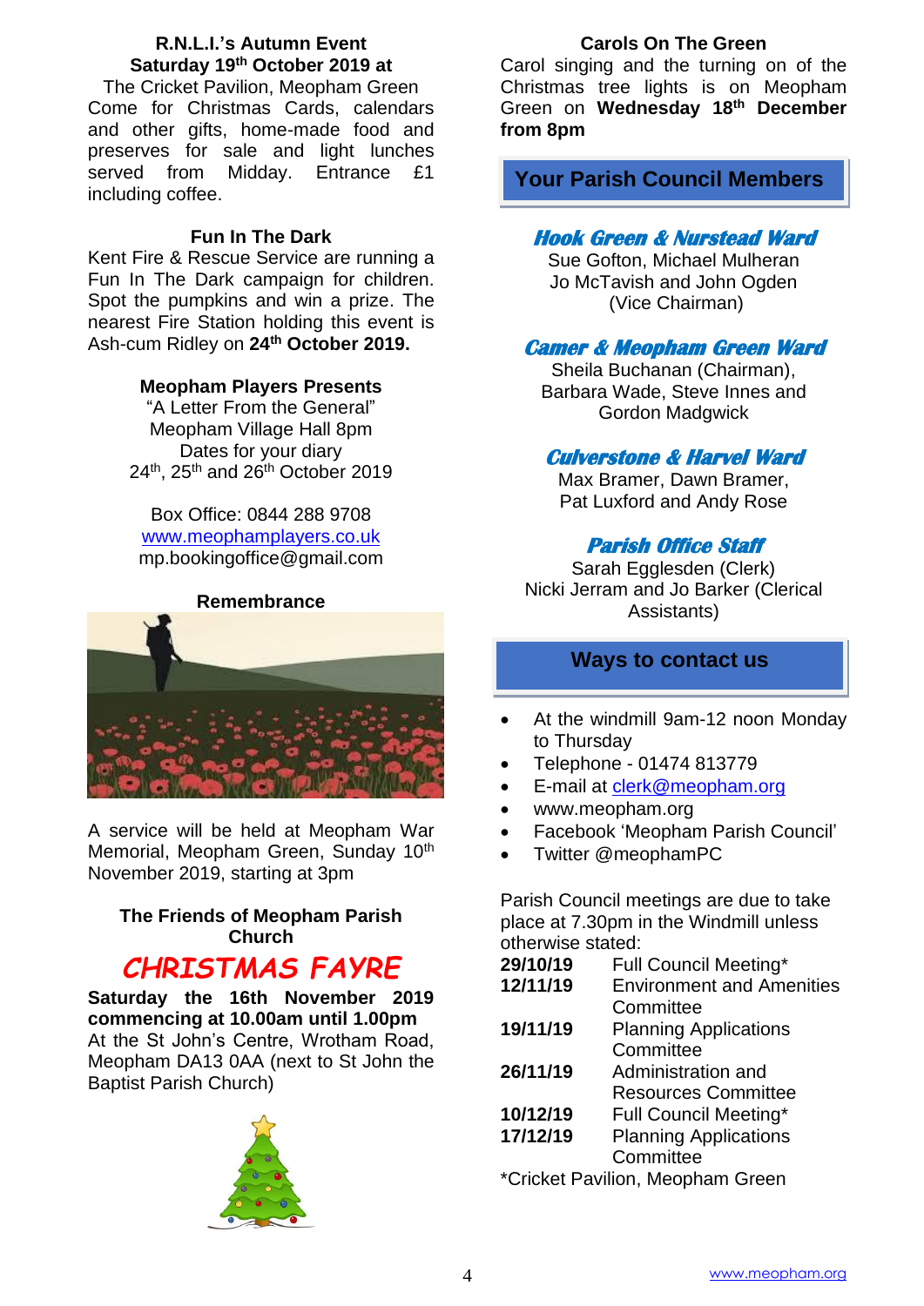### R.N.L.I.'s Autumn Event
### Saturday 19th October 2019 at

The Cricket Pavilion, Meopham Green Come for Christmas Cards, calendars and other gifts, home-made food and preserves for sale and light lunches served from Midday. Entrance £1 including coffee.

### Fun In The Dark

Kent Fire & Rescue Service are running a Fun In The Dark campaign for children. Spot the pumpkins and win a prize. The nearest Fire Station holding this event is Ash-cum Ridley on **24th October 2019.**

### Meopham Players Presents

"A Letter From the General"
Meopham Village Hall 8pm
Dates for your diary
24th, 25th and 26th October 2019

Box Office: 0844 288 9708
www.meophamplayers.co.uk
mp.bookingoffice@gmail.com

### Remembrance

A service will be held at Meopham War Memorial, Meopham Green, Sunday 10th November 2019, starting at 3pm

### The Friends of Meopham Parish Church

## CHRISTMAS FAYRE

**Saturday the 16th November 2019 commencing at 10.00am until 1.00pm**
At the St John's Centre, Wrotham Road, Meopham DA13 0AA (next to St John the Baptist Parish Church)

### Carols On The Green

Carol singing and the turning on of the Christmas tree lights is on Meopham Green on **Wednesday 18th December from 8pm**

## Your Parish Council Members

### *Hook Green & Nurstead Ward*

Sue Gofton, Michael Mulheran
Jo McTavish and John Ogden
(Vice Chairman)

### *Camer & Meopham Green Ward*

Sheila Buchanan (Chairman),
Barbara Wade, Steve Innes and
Gordon Madgwick

### *Culverstone & Harvel Ward*

Max Bramer, Dawn Bramer,
Pat Luxford and Andy Rose

### *Parish Office Staff*

Sarah Egglesden (Clerk)
Nicki Jerram and Jo Barker (Clerical Assistants)

## Ways to contact us

- At the windmill 9am-12 noon Monday to Thursday
- Telephone - 01474 813779
- E-mail at clerk@meopham.org
- www.meopham.org
- Facebook 'Meopham Parish Council'
- Twitter @meophamPC

Parish Council meetings are due to take place at 7.30pm in the Windmill unless otherwise stated:

| | |
|---|---|
| **29/10/19** | Full Council Meeting* |
| **12/11/19** | Environment and Amenities Committee |
| **19/11/19** | Planning Applications Committee |
| **26/11/19** | Administration and Resources Committee |
| **10/12/19** | Full Council Meeting* |
| **17/12/19** | Planning Applications Committee |

*Cricket Pavilion, Meopham Green